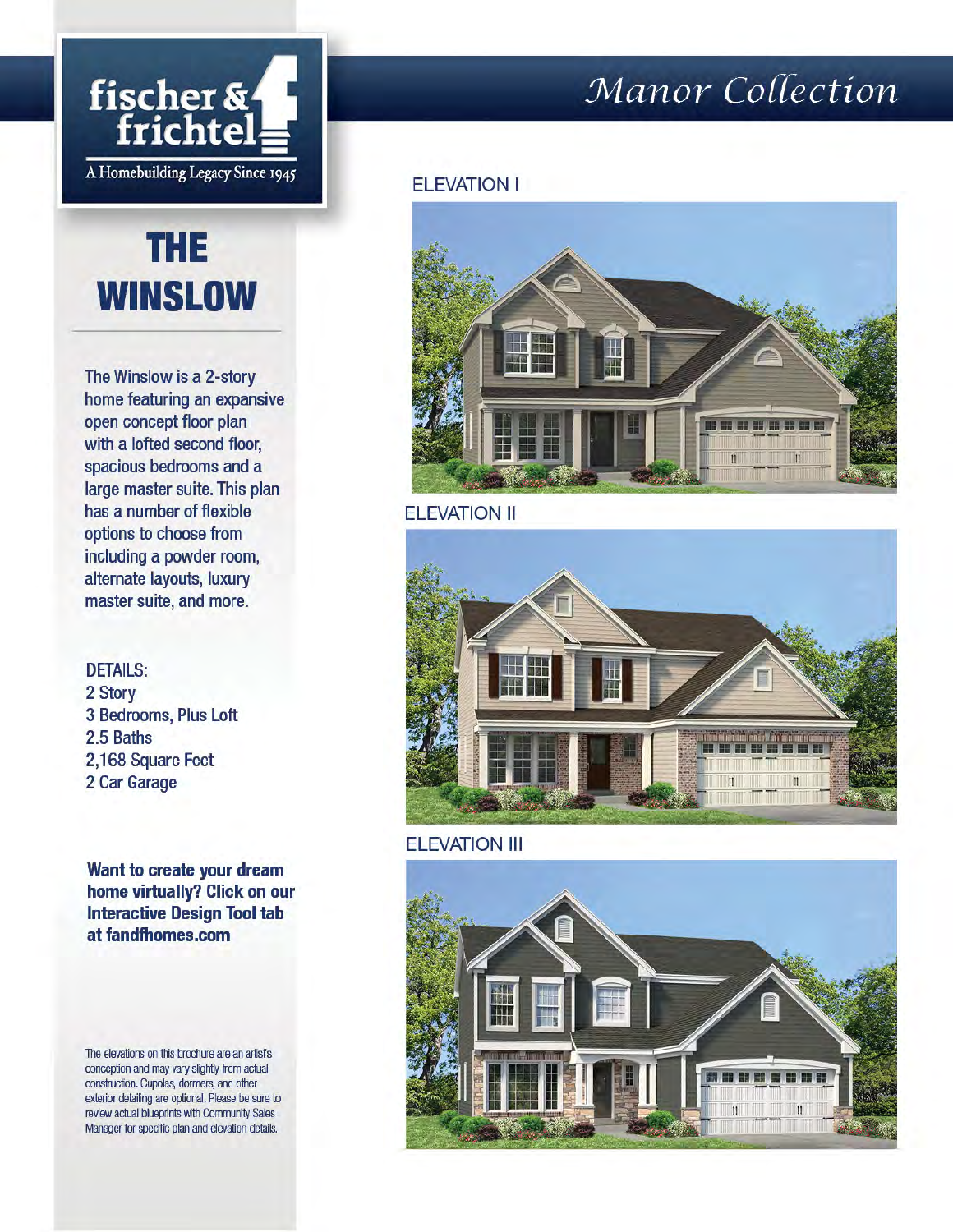fischer & frichtel

A Homebuilding Legacy Since 1945

# Manor Collection

# THE WINSLOW

The Winslow is a 2-story home featuring an expansive open concept floor plan with a lofted second floor, spacious bedrooms and a large master suite. This plan has a number of flexible options to choose from including a powder room, alternate layouts, luxury master suite, and more.

DETAILS:
2 Story
3 Bedrooms, Plus Loft
2.5 Baths
2,168 Square Feet
2 Car Garage

**Want to create your dream home virtually? Click on our Interactive Design Tool tab at fandfhomes.com**

The elevations on this brochure are an artist's conception and may vary slightly from actual construction. Cupolas, dormers, and other exterior detailing are optional. Please be sure to review actual blueprints with Community Sales Manager for specific plan and elevation details.

ELEVATION I

ELEVATION II

ELEVATION III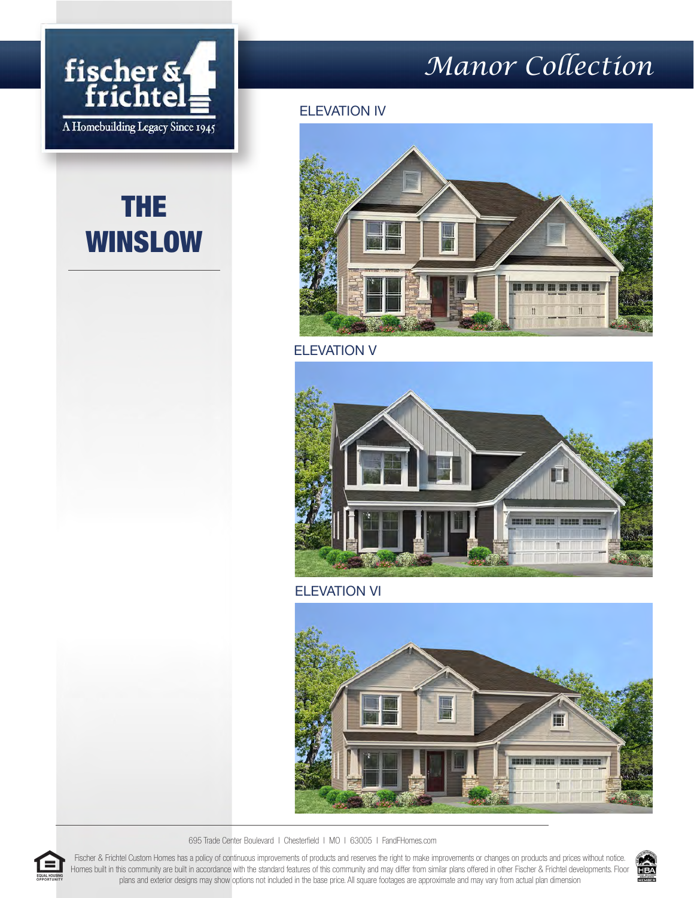fischer & frichtel

A Homebuilding Legacy Since 1945

# Manor Collection

# THE WINSLOW

ELEVATION IV

ELEVATION V

ELEVATION VI

695 Trade Center Boulevard | Chesterfield | MO | 63005 | FandFHomes.com

Fischer & Frichtel Custom Homes has a policy of continuous improvements of products and reserves the right to make improvements or changes on products and prices without notice. Homes built in this community are built in accordance with the standard features of this community and may differ from similar plans offered in other Fischer & Frichtel developments. Floor plans and exterior designs may show options not included in the base price. All square footages are approximate and may vary from actual plan dimension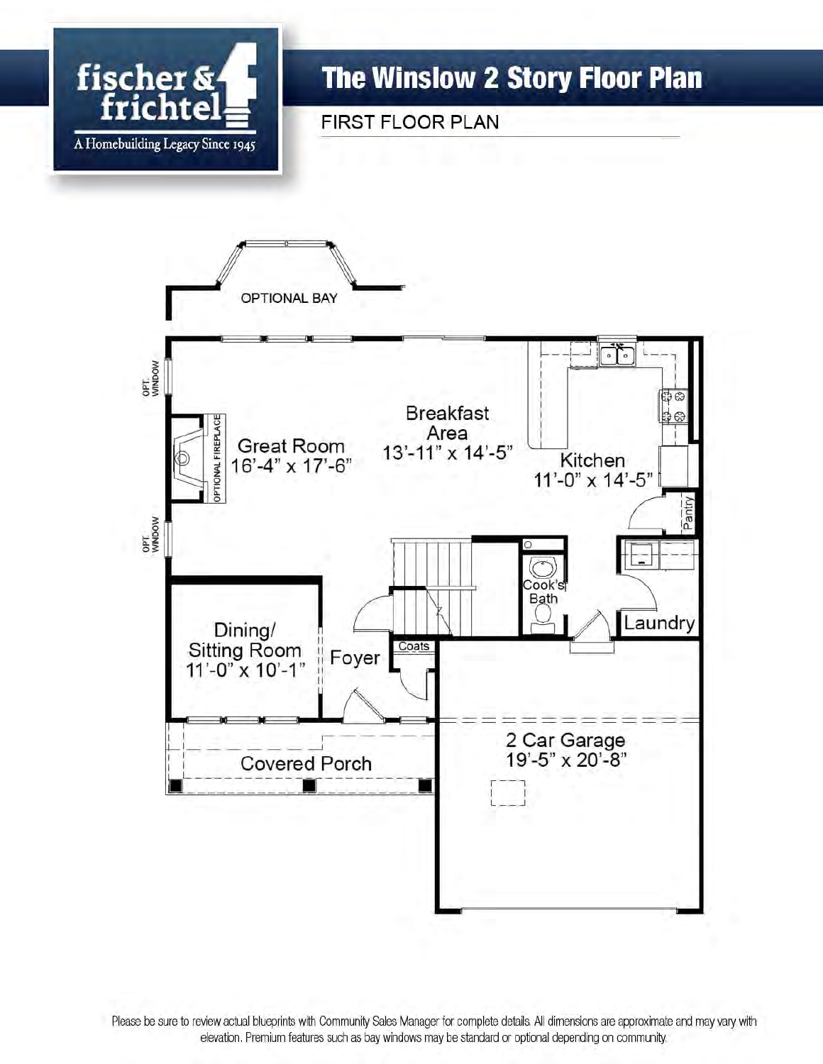fischer & frichtel

A Homebuilding Legacy Since 1945

# The Winslow 2 Story Floor Plan

## FIRST FLOOR PLAN

OPTIONAL BAY

OPT. WINDOW

OPTIONAL FIREPLACE

Great Room
16'-4" x 17'-6"

Breakfast Area
13'-11" x 14'-5"

Kitchen
11'-0" x 14'-5"

Pantry

OPT. WINDOW

Cook's Bath

Laundry

Dining/ Sitting Room
11'-0" x 10'-1"

Foyer

Coats

2 Car Garage
19'-5" x 20'-8"

Covered Porch

Please be sure to review actual blueprints with Community Sales Manager for complete details. All dimensions are approximate and may vary with elevation. Premium features such as bay windows may be standard or optional depending on community.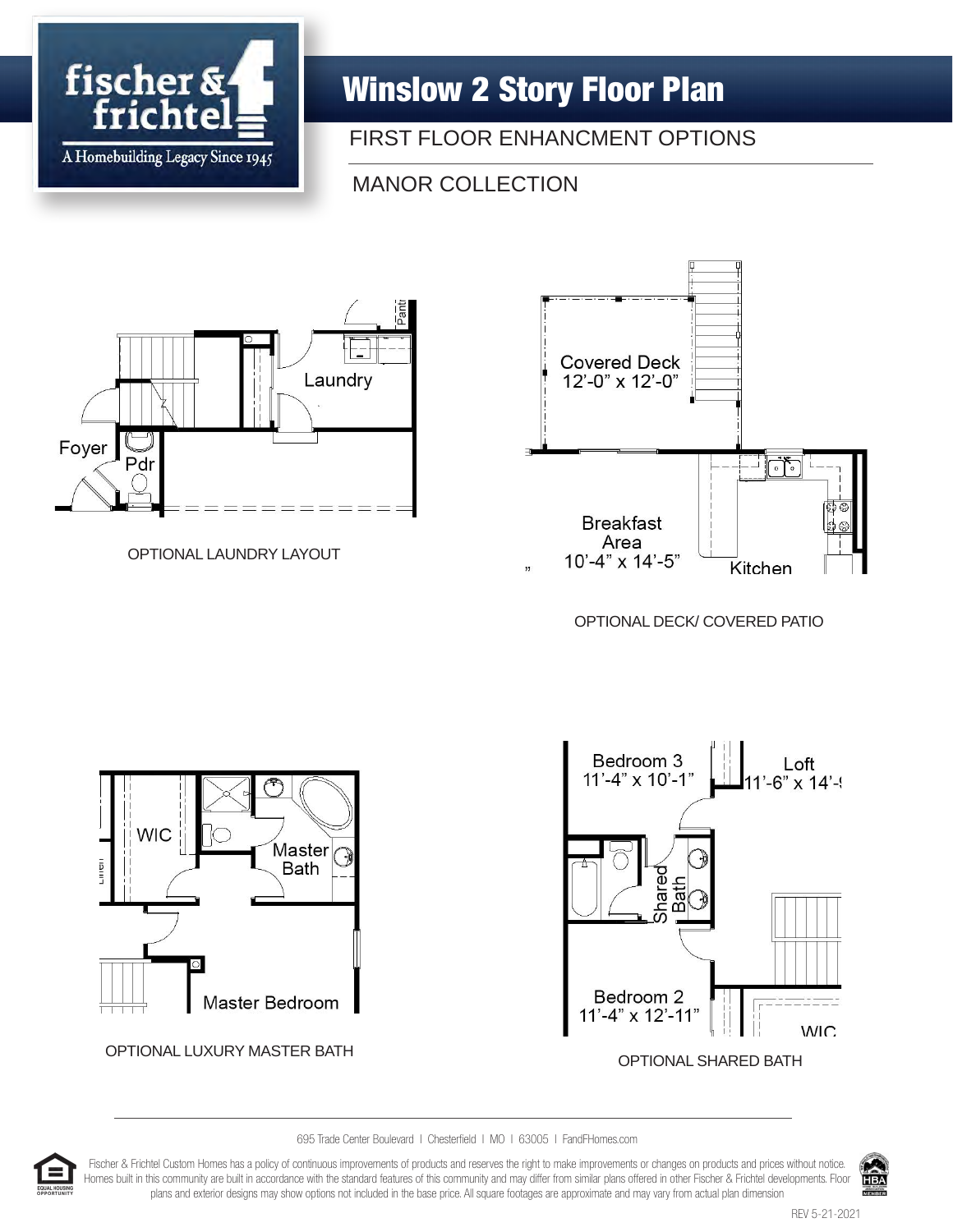# Winslow 2 Story Floor Plan

FIRST FLOOR ENHANCMENT OPTIONS

MANOR COLLECTION

Laundry

Foyer

Pdr

Pantr

OPTIONAL LAUNDRY LAYOUT

Covered Deck
12'-0" x 12'-0"

Breakfast Area
10'-4" x 14'-5"

Kitchen

OPTIONAL DECK/ COVERED PATIO

WIC

Master Bath

Master Bedroom

OPTIONAL LUXURY MASTER BATH

Bedroom 3
11'-4" x 10'-1"

Loft
11'-6" x 14'-

Shared Bath

Bedroom 2
11'-4" x 12'-11"

WIC

OPTIONAL SHARED BATH

695 Trade Center Boulevard | Chesterfield | MO | 63005 | FandFHomes.com

Fischer & Frichtel Custom Homes has a policy of continuous improvements of products and reserves the right to make improvements or changes on products and prices without notice. Homes built in this community are built in accordance with the standard features of this community and may differ from similar plans offered in other Fischer & Frichtel developments. Floor plans and exterior designs may show options not included in the base price. All square footages are approximate and may vary from actual plan dimension

REV 5-21-2021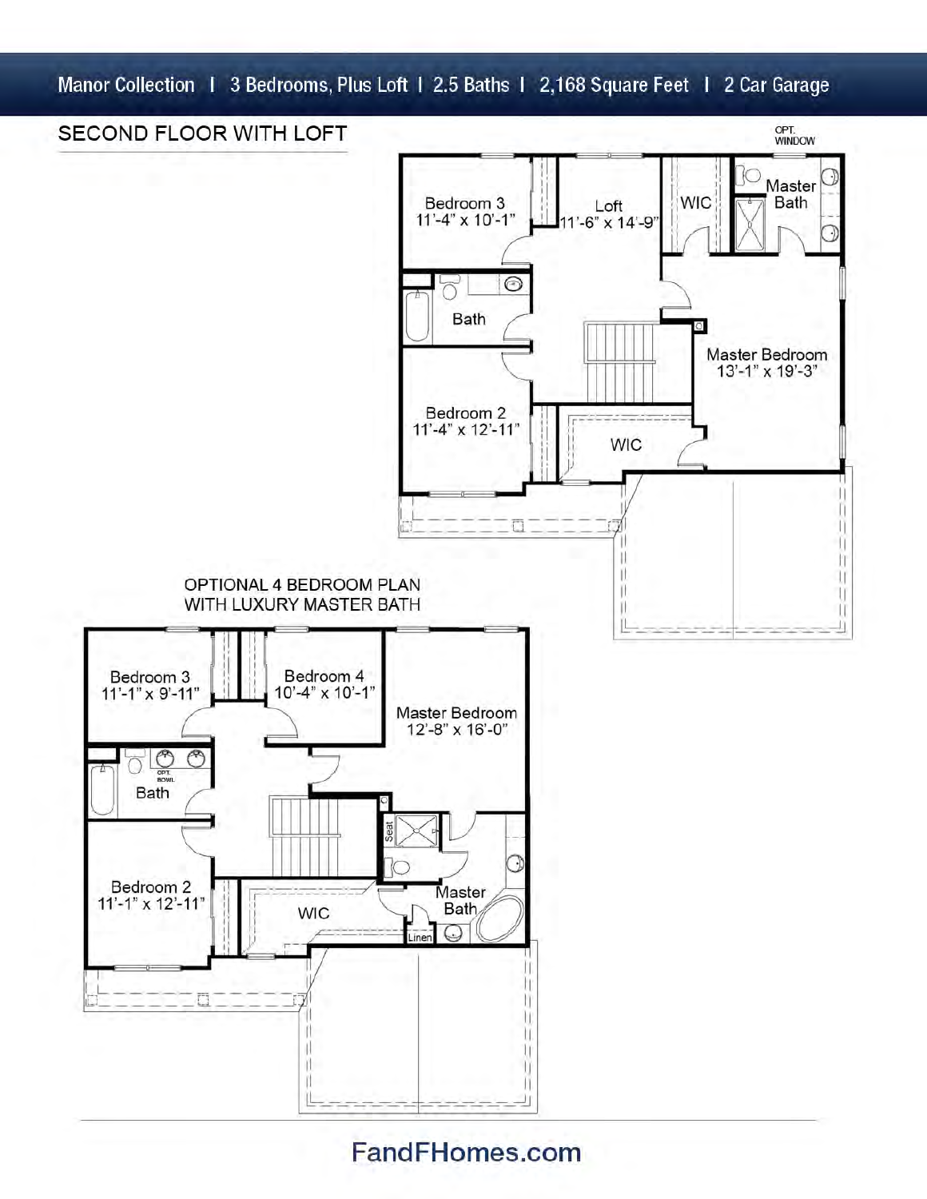Manor Collection | 3 Bedrooms, Plus Loft | 2.5 Baths | 2,168 Square Feet | 2 Car Garage

## SECOND FLOOR WITH LOFT

OPT. WINDOW

Bedroom 3
11'-4" x 10'-1"

Loft
11'-6" x 14'-9"

WIC

Master Bath

Bath

Master Bedroom
13'-1" x 19'-3"

Bedroom 2
11'-4" x 12'-11"

WIC

## OPTIONAL 4 BEDROOM PLAN WITH LUXURY MASTER BATH

Bedroom 3
11'-1" x 9'-11"

Bedroom 4
10'-4" x 10'-1"

Master Bedroom
12'-8" x 16'-0"

OPT. BOWL

Bath

Seat

Bedroom 2
11'-1" x 12'-11"

WIC

Master Bath

Linen

FandFHomes.com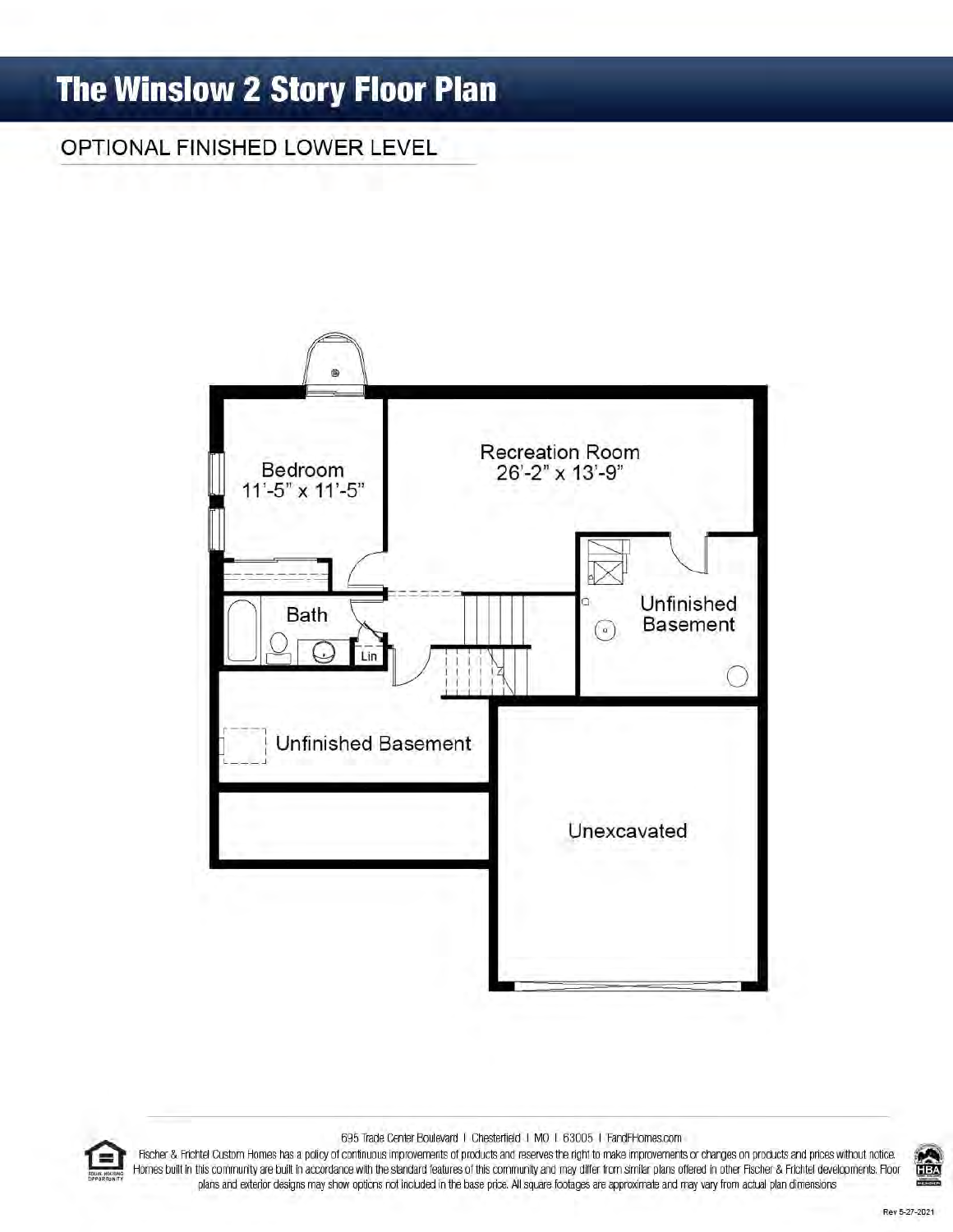# The Winslow 2 Story Floor Plan

## OPTIONAL FINISHED LOWER LEVEL

Bedroom
11'-5" x 11'-5"

Recreation Room
26'-2" x 13'-9"

Bath

Lin

Unfinished Basement

Unfinished Basement

Unexcavated

695 Trade Center Boulevard | Chesterfield | MO | 63005 | FandFHomes.com

Fischer & Frichtel Custom Homes has a policy of continuous improvements of products and reserves the right to make improvements or changes on products and prices without notice. Homes built in this community are built in accordance with the standard features of this community and may differ from similar plans offered in other Fischer & Frichtel developments. Floor plans and exterior designs may show options not included in the base price. All square footages are approximate and may vary from actual plan dimensions

Rev 5-27-2021